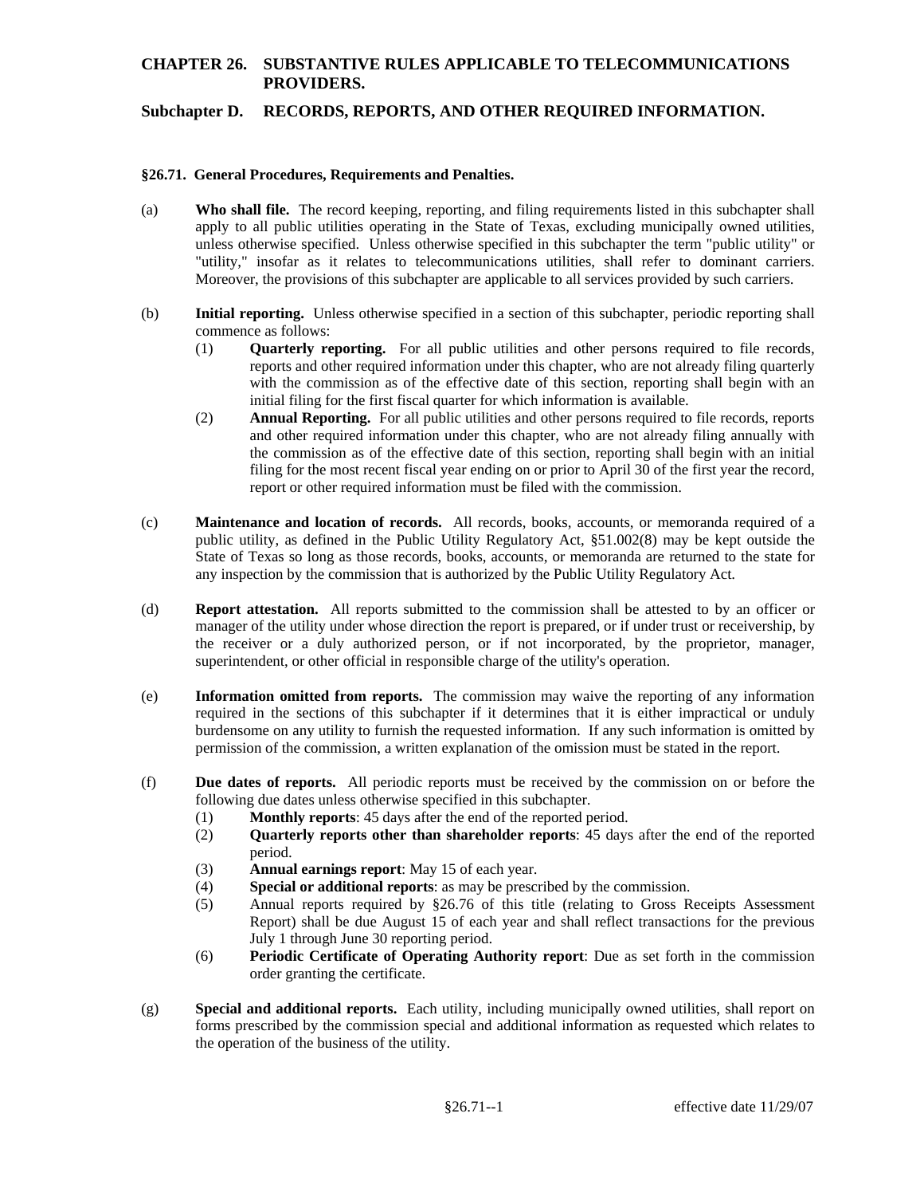# CHAPTER 26. SUBSTANTIVE RULES APPLICABLE TO TELECOMMUNICATIONS PROVIDERS.

## Subchapter D. RECORDS, REPORTS, AND OTHER REQUIRED INFORMATION.

### §26.71. General Procedures, Requirements and Penalties.

(a) **Who shall file.** The record keeping, reporting, and filing requirements listed in this subchapter shall apply to all public utilities operating in the State of Texas, excluding municipally owned utilities, unless otherwise specified. Unless otherwise specified in this subchapter the term "public utility" or "utility," insofar as it relates to telecommunications utilities, shall refer to dominant carriers. Moreover, the provisions of this subchapter are applicable to all services provided by such carriers.

(b) **Initial reporting.** Unless otherwise specified in a section of this subchapter, periodic reporting shall commence as follows:

(1) **Quarterly reporting.** For all public utilities and other persons required to file records, reports and other required information under this chapter, who are not already filing quarterly with the commission as of the effective date of this section, reporting shall begin with an initial filing for the first fiscal quarter for which information is available.

(2) **Annual Reporting.** For all public utilities and other persons required to file records, reports and other required information under this chapter, who are not already filing annually with the commission as of the effective date of this section, reporting shall begin with an initial filing for the most recent fiscal year ending on or prior to April 30 of the first year the record, report or other required information must be filed with the commission.

(c) **Maintenance and location of records.** All records, books, accounts, or memoranda required of a public utility, as defined in the Public Utility Regulatory Act, §51.002(8) may be kept outside the State of Texas so long as those records, books, accounts, or memoranda are returned to the state for any inspection by the commission that is authorized by the Public Utility Regulatory Act.

(d) **Report attestation.** All reports submitted to the commission shall be attested to by an officer or manager of the utility under whose direction the report is prepared, or if under trust or receivership, by the receiver or a duly authorized person, or if not incorporated, by the proprietor, manager, superintendent, or other official in responsible charge of the utility's operation.

(e) **Information omitted from reports.** The commission may waive the reporting of any information required in the sections of this subchapter if it determines that it is either impractical or unduly burdensome on any utility to furnish the requested information. If any such information is omitted by permission of the commission, a written explanation of the omission must be stated in the report.

(f) **Due dates of reports.** All periodic reports must be received by the commission on or before the following due dates unless otherwise specified in this subchapter.

(1) **Monthly reports**: 45 days after the end of the reported period.

(2) **Quarterly reports other than shareholder reports**: 45 days after the end of the reported period.

(3) **Annual earnings report**: May 15 of each year.

(4) **Special or additional reports**: as may be prescribed by the commission.

(5) Annual reports required by §26.76 of this title (relating to Gross Receipts Assessment Report) shall be due August 15 of each year and shall reflect transactions for the previous July 1 through June 30 reporting period.

(6) **Periodic Certificate of Operating Authority report**: Due as set forth in the commission order granting the certificate.

(g) **Special and additional reports.** Each utility, including municipally owned utilities, shall report on forms prescribed by the commission special and additional information as requested which relates to the operation of the business of the utility.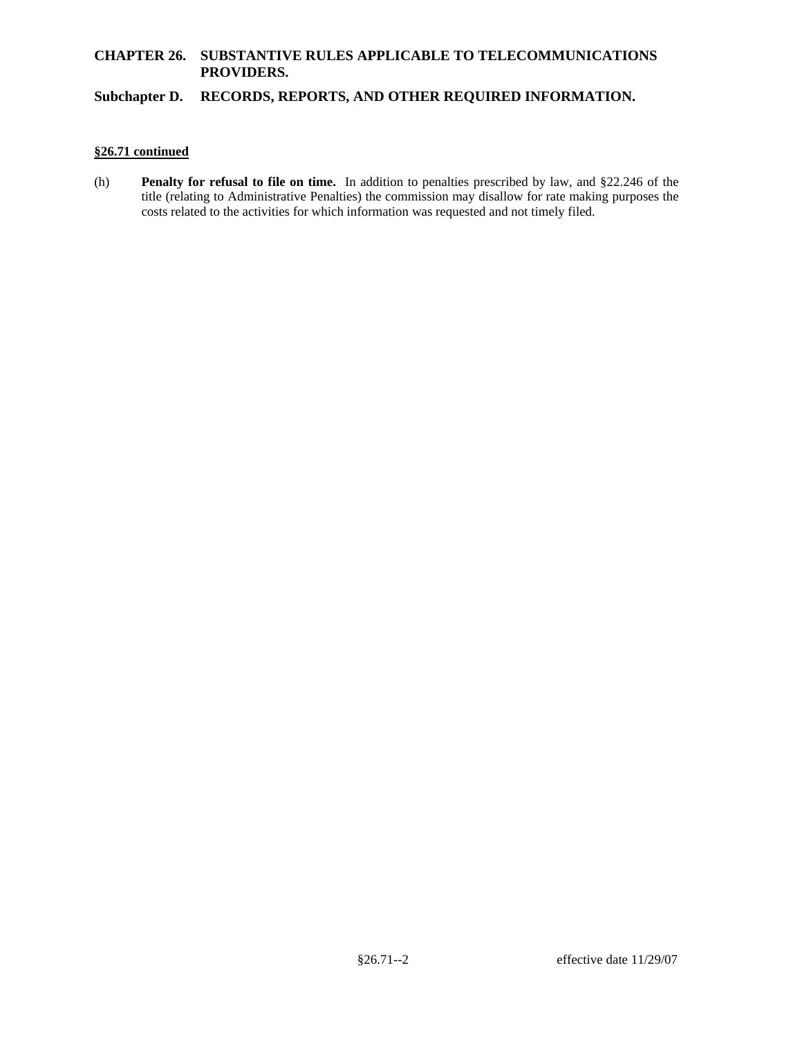**§26.71 continued**

(h) **Penalty for refusal to file on time.** In addition to penalties prescribed by law, and §22.246 of the title (relating to Administrative Penalties) the commission may disallow for rate making purposes the costs related to the activities for which information was requested and not timely filed.